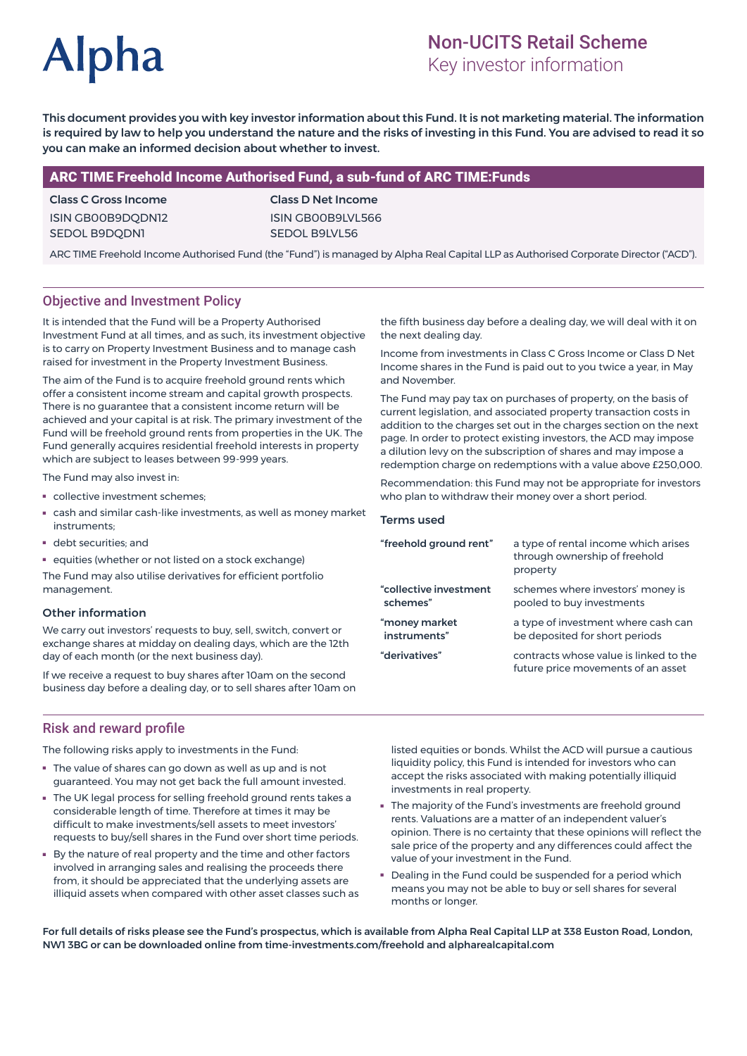# Alpha

## Non-UCITS Retail Scheme
Key investor information

**This document provides you with key investor information about this Fund. It is not marketing material. The information is required by law to help you understand the nature and the risks of investing in this Fund. You are advised to read it so you can make an informed decision about whether to invest.**

## ARC TIME Freehold Income Authorised Fund, a sub-fund of ARC TIME:Funds

| Class C Gross Income | Class D Net Income |
|---|---|
| ISIN GB00B9DQDN12 | ISIN GB00B9LVL566 |
| SEDOL B9DQDN1 | SEDOL B9LVL56 |

ARC TIME Freehold Income Authorised Fund (the "Fund") is managed by Alpha Real Capital LLP as Authorised Corporate Director ("ACD").

## Objective and Investment Policy

It is intended that the Fund will be a Property Authorised Investment Fund at all times, and as such, its investment objective is to carry on Property Investment Business and to manage cash raised for investment in the Property Investment Business.

The aim of the Fund is to acquire freehold ground rents which offer a consistent income stream and capital growth prospects. There is no guarantee that a consistent income return will be achieved and your capital is at risk. The primary investment of the Fund will be freehold ground rents from properties in the UK. The Fund generally acquires residential freehold interests in property which are subject to leases between 99-999 years.

The Fund may also invest in:

- collective investment schemes;
- cash and similar cash-like investments, as well as money market instruments;
- debt securities; and
- equities (whether or not listed on a stock exchange)

The Fund may also utilise derivatives for efficient portfolio management.

### Other information

We carry out investors' requests to buy, sell, switch, convert or exchange shares at midday on dealing days, which are the 12th day of each month (or the next business day).

If we receive a request to buy shares after 10am on the second business day before a dealing day, or to sell shares after 10am on the fifth business day before a dealing day, we will deal with it on the next dealing day.

Income from investments in Class C Gross Income or Class D Net Income shares in the Fund is paid out to you twice a year, in May and November.

The Fund may pay tax on purchases of property, on the basis of current legislation, and associated property transaction costs in addition to the charges set out in the charges section on the next page. In order to protect existing investors, the ACD may impose a dilution levy on the subscription of shares and may impose a redemption charge on redemptions with a value above £250,000.

Recommendation: this Fund may not be appropriate for investors who plan to withdraw their money over a short period.

### Terms used

| Term | Definition |
|---|---|
| **"freehold ground rent"** | a type of rental income which arises through ownership of freehold property |
| **"collective investment schemes"** | schemes where investors' money is pooled to buy investments |
| **"money market instruments"** | a type of investment where cash can be deposited for short periods |
| **"derivatives"** | contracts whose value is linked to the future price movements of an asset |

## Risk and reward profile

The following risks apply to investments in the Fund:

- The value of shares can go down as well as up and is not guaranteed. You may not get back the full amount invested.
- The UK legal process for selling freehold ground rents takes a considerable length of time. Therefore at times it may be difficult to make investments/sell assets to meet investors' requests to buy/sell shares in the Fund over short time periods.
- By the nature of real property and the time and other factors involved in arranging sales and realising the proceeds there from, it should be appreciated that the underlying assets are illiquid assets when compared with other asset classes such as listed equities or bonds. Whilst the ACD will pursue a cautious liquidity policy, this Fund is intended for investors who can accept the risks associated with making potentially illiquid investments in real property.
- The majority of the Fund's investments are freehold ground rents. Valuations are a matter of an independent valuer's opinion. There is no certainty that these opinions will reflect the sale price of the property and any differences could affect the value of your investment in the Fund.
- Dealing in the Fund could be suspended for a period which means you may not be able to buy or sell shares for several months or longer.

**For full details of risks please see the Fund's prospectus, which is available from Alpha Real Capital LLP at 338 Euston Road, London, NW1 3BG or can be downloaded online from time-investments.com/freehold and alpharealcapital.com**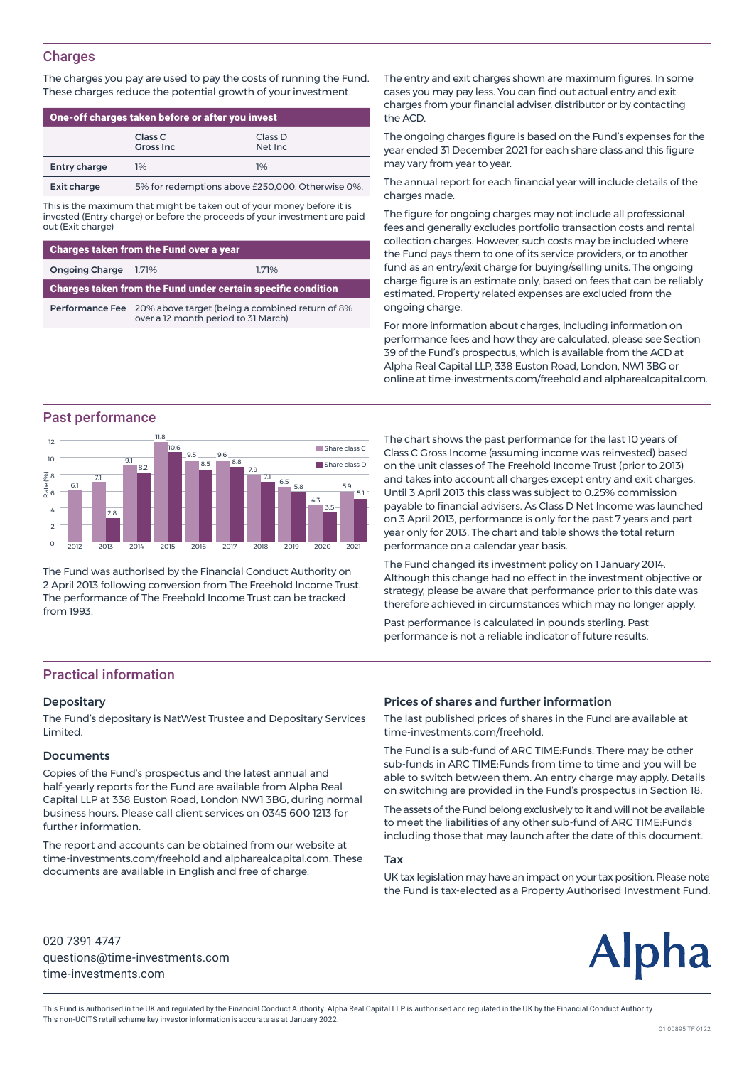## Charges

The charges you pay are used to pay the costs of running the Fund. These charges reduce the potential growth of your investment.

| One-off charges taken before or after you invest | | |
|---|---|---|
| | **Class C Gross Inc** | Class D Net Inc |
| **Entry charge** | 1% | 1% |
| **Exit charge** | 5% for redemptions above £250,000. Otherwise 0%. | |

This is the maximum that might be taken out of your money before it is invested (Entry charge) or before the proceeds of your investment are paid out (Exit charge)

| Charges taken from the Fund over a year | | |
|---|---|---|
| **Ongoing Charge** | 1.71% | 1.71% |
| **Charges taken from the Fund under certain specific condition** | | |
| **Performance Fee** | 20% above target (being a combined return of 8% over a 12 month period to 31 March) | |

The entry and exit charges shown are maximum figures. In some cases you may pay less. You can find out actual entry and exit charges from your financial adviser, distributor or by contacting the ACD.

The ongoing charges figure is based on the Fund's expenses for the year ended 31 December 2021 for each share class and this figure may vary from year to year.

The annual report for each financial year will include details of the charges made.

The figure for ongoing charges may not include all professional fees and generally excludes portfolio transaction costs and rental collection charges. However, such costs may be included where the Fund pays them to one of its service providers, or to another fund as an entry/exit charge for buying/selling units. The ongoing charge figure is an estimate only, based on fees that can be reliably estimated. Property related expenses are excluded from the ongoing charge.

For more information about charges, including information on performance fees and how they are calculated, please see Section 39 of the Fund's prospectus, which is available from the ACD at Alpha Real Capital LLP, 338 Euston Road, London, NW1 3BG or online at time-investments.com/freehold and alpharealcapital.com.

## Past performance

Rate (%)

12
10
8
6
4
2
0

Share class C
Share class D

2012: 6.1
2013: 7.1, 2.8
2014: 9.1, 8.2
2015: 11.8, 10.6
2016: 9.5, 8.5
2017: 9.6, 8.8
2018: 7.9, 7.1
2019: 6.5, 5.8
2020: 4.3, 3.5
2021: 5.9, 5.1

The Fund was authorised by the Financial Conduct Authority on 2 April 2013 following conversion from The Freehold Income Trust. The performance of The Freehold Income Trust can be tracked from 1993.

The chart shows the past performance for the last 10 years of Class C Gross Income (assuming income was reinvested) based on the unit classes of The Freehold Income Trust (prior to 2013) and takes into account all charges except entry and exit charges. Until 3 April 2013 this class was subject to 0.25% commission payable to financial advisers. As Class D Net Income was launched on 3 April 2013, performance is only for the past 7 years and part year only for 2013. The chart and table shows the total return performance on a calendar year basis.

The Fund changed its investment policy on 1 January 2014. Although this change had no effect in the investment objective or strategy, please be aware that performance prior to this date was therefore achieved in circumstances which may no longer apply.

Past performance is calculated in pounds sterling. Past performance is not a reliable indicator of future results.

## Practical information

### Depositary

The Fund's depositary is NatWest Trustee and Depositary Services Limited.

### Documents

Copies of the Fund's prospectus and the latest annual and half-yearly reports for the Fund are available from Alpha Real Capital LLP at 338 Euston Road, London NW1 3BG, during normal business hours. Please call client services on 0345 600 1213 for further information.

The report and accounts can be obtained from our website at time-investments.com/freehold and alpharealcapital.com. These documents are available in English and free of charge.

### Prices of shares and further information

The last published prices of shares in the Fund are available at time-investments.com/freehold.

The Fund is a sub-fund of ARC TIME:Funds. There may be other sub-funds in ARC TIME:Funds from time to time and you will be able to switch between them. An entry charge may apply. Details on switching are provided in the Fund's prospectus in Section 18.

The assets of the Fund belong exclusively to it and will not be available to meet the liabilities of any other sub-fund of ARC TIME:Funds including those that may launch after the date of this document.

### Tax

UK tax legislation may have an impact on your tax position. Please note the Fund is tax-elected as a Property Authorised Investment Fund.

020 7391 4747
questions@time-investments.com
time-investments.com

Alpha

This Fund is authorised in the UK and regulated by the Financial Conduct Authority. Alpha Real Capital LLP is authorised and regulated in the UK by the Financial Conduct Authority.
This non-UCITS retail scheme key investor information is accurate as at January 2022.

01 00895 TF 0122